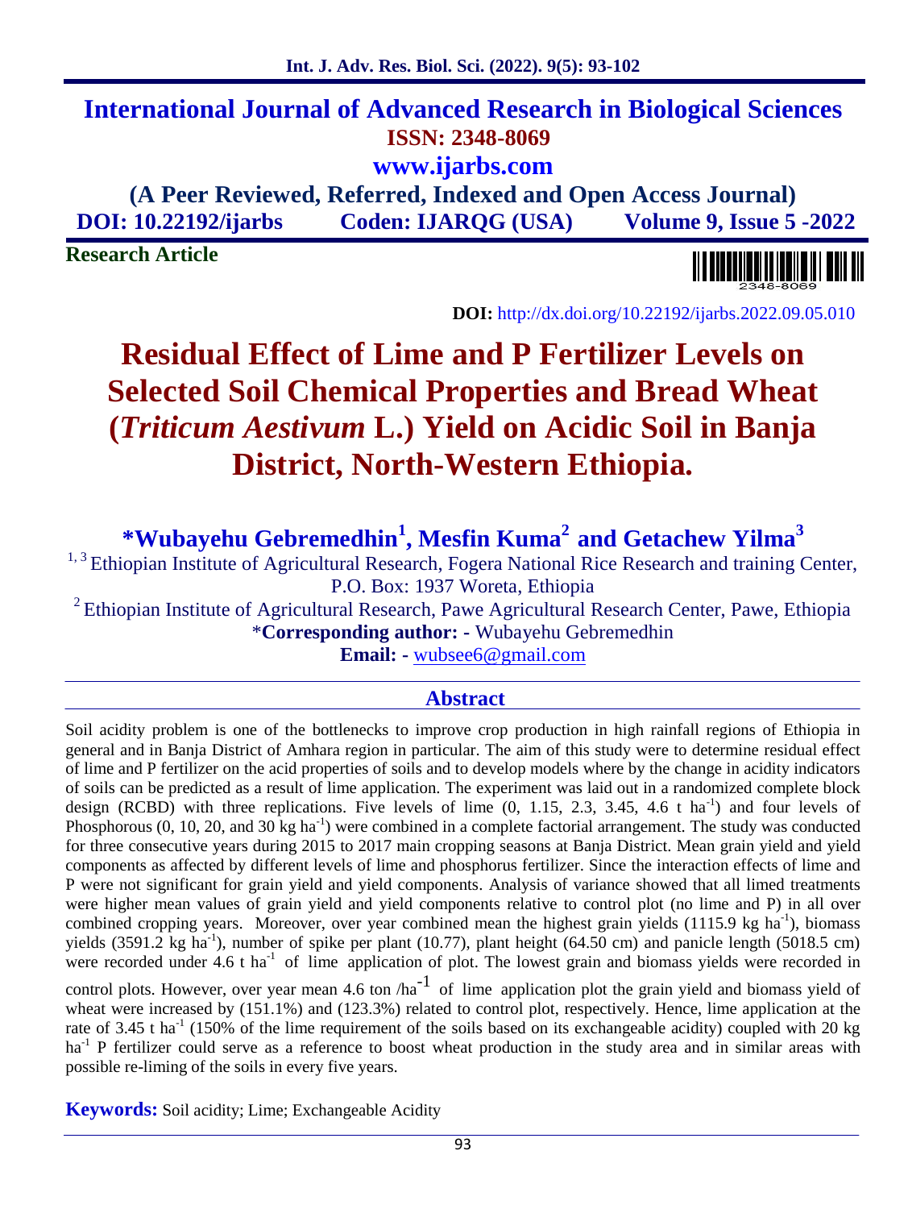# International Journal of Advanced Research in Biological Sciences

**ISSN: 2348-8069**

**www.ijarbs.com**

**(A Peer Reviewed, Referred, Indexed and Open Access Journal)**

**DOI: 10.22192/ijarbs Coden: IJARQG (USA) Volume 9, Issue 5 -2022**

**Research Article**

**DOI:** http://dx.doi.org/10.22192/ijarbs.2022.09.05.010

# Residual Effect of Lime and P Fertilizer Levels on Selected Soil Chemical Properties and Bread Wheat (*Triticum Aestivum* L.) Yield on Acidic Soil in Banja District, North-Western Ethiopia.

**\*Wubayehu Gebremedhin[1], Mesfin Kuma[2] and Getachew Yilma[3]**

[1, 3] Ethiopian Institute of Agricultural Research, Fogera National Rice Research and training Center, P.O. Box: 1937 Woreta, Ethiopia

[2] Ethiopian Institute of Agricultural Research, Pawe Agricultural Research Center, Pawe, Ethiopia

\***Corresponding author: -** Wubayehu Gebremedhin

**Email: -** wubsee6@gmail.com

## Abstract

Soil acidity problem is one of the bottlenecks to improve crop production in high rainfall regions of Ethiopia in general and in Banja District of Amhara region in particular. The aim of this study were to determine residual effect of lime and P fertilizer on the acid properties of soils and to develop models where by the change in acidity indicators of soils can be predicted as a result of lime application. The experiment was laid out in a randomized complete block design (RCBD) with three replications. Five levels of lime (0, 1.15, 2.3, 3.45, 4.6 t ha$^{-1}$) and four levels of Phosphorous (0, 10, 20, and 30 kg ha$^{-1}$) were combined in a complete factorial arrangement. The study was conducted for three consecutive years during 2015 to 2017 main cropping seasons at Banja District. Mean grain yield and yield components as affected by different levels of lime and phosphorus fertilizer. Since the interaction effects of lime and P were not significant for grain yield and yield components. Analysis of variance showed that all limed treatments were higher mean values of grain yield and yield components relative to control plot (no lime and P) in all over combined cropping years. Moreover, over year combined mean the highest grain yields (1115.9 kg ha$^{-1}$), biomass yields (3591.2 kg ha$^{-1}$), number of spike per plant (10.77), plant height (64.50 cm) and panicle length (5018.5 cm) were recorded under 4.6 t ha$^{-1}$ of lime application of plot. The lowest grain and biomass yields were recorded in control plots. However, over year mean 4.6 ton /ha$^{-1}$ of lime application plot the grain yield and biomass yield of wheat were increased by (151.1%) and (123.3%) related to control plot, respectively. Hence, lime application at the rate of 3.45 t ha$^{-1}$ (150% of the lime requirement of the soils based on its exchangeable acidity) coupled with 20 kg ha$^{-1}$ P fertilizer could serve as a reference to boost wheat production in the study area and in similar areas with possible re-liming of the soils in every five years.

**Keywords:** Soil acidity; Lime; Exchangeable Acidity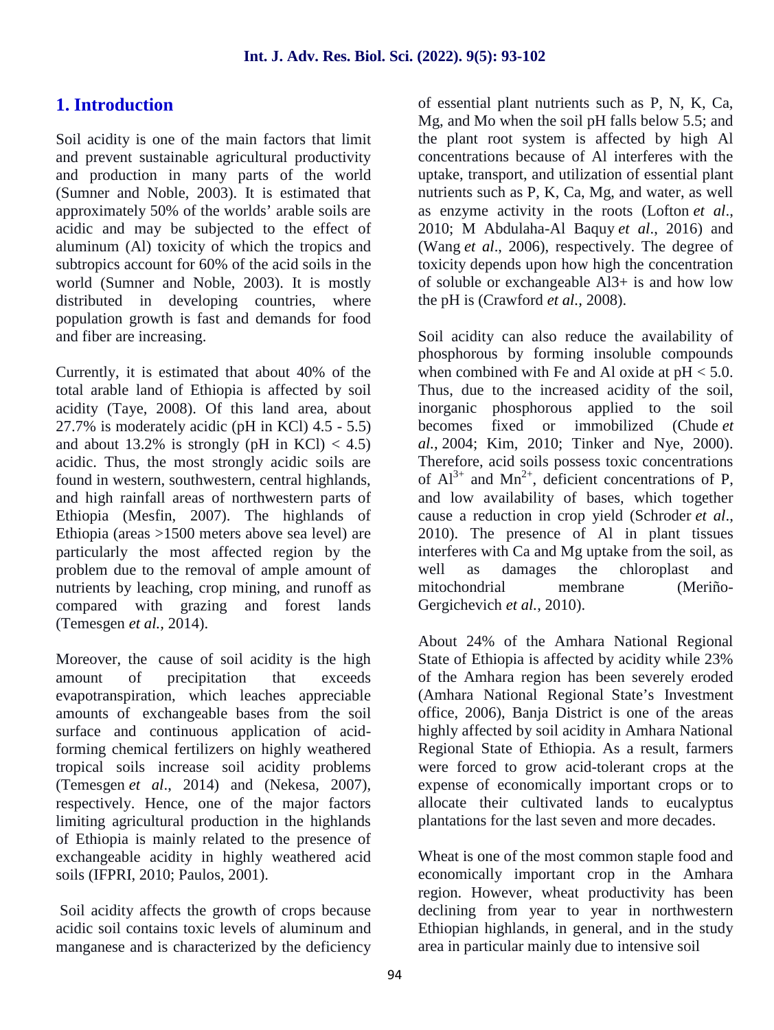## 1. Introduction

Soil acidity is one of the main factors that limit and prevent sustainable agricultural productivity and production in many parts of the world (Sumner and Noble, 2003). It is estimated that approximately 50% of the worlds' arable soils are acidic and may be subjected to the effect of aluminum (Al) toxicity of which the tropics and subtropics account for 60% of the acid soils in the world (Sumner and Noble, 2003). It is mostly distributed in developing countries, where population growth is fast and demands for food and fiber are increasing.

Currently, it is estimated that about 40% of the total arable land of Ethiopia is affected by soil acidity (Taye, 2008). Of this land area, about 27.7% is moderately acidic (pH in KCl) 4.5 - 5.5) and about 13.2% is strongly (pH in KCl) < 4.5) acidic. Thus, the most strongly acidic soils are found in western, southwestern, central highlands, and high rainfall areas of northwestern parts of Ethiopia (Mesfin, 2007). The highlands of Ethiopia (areas >1500 meters above sea level) are particularly the most affected region by the problem due to the removal of ample amount of nutrients by leaching, crop mining, and runoff as compared with grazing and forest lands (Temesgen *et al.,* 2014).

Moreover, the cause of soil acidity is the high amount of precipitation that exceeds evapotranspiration, which leaches appreciable amounts of exchangeable bases from the soil surface and continuous application of acid-forming chemical fertilizers on highly weathered tropical soils increase soil acidity problems (Temesgen *et al*., 2014) and (Nekesa, 2007), respectively. Hence, one of the major factors limiting agricultural production in the highlands of Ethiopia is mainly related to the presence of exchangeable acidity in highly weathered acid soils (IFPRI, 2010; Paulos, 2001).

Soil acidity affects the growth of crops because acidic soil contains toxic levels of aluminum and manganese and is characterized by the deficiency of essential plant nutrients such as P, N, K, Ca, Mg, and Mo when the soil pH falls below 5.5; and the plant root system is affected by high Al concentrations because of Al interferes with the uptake, transport, and utilization of essential plant nutrients such as P, K, Ca, Mg, and water, as well as enzyme activity in the roots (Lofton *et al*., 2010; M Abdulaha-Al Baquy *et al*., 2016) and (Wang *et al*., 2006), respectively. The degree of toxicity depends upon how high the concentration of soluble or exchangeable Al3+ is and how low the pH is (Crawford *et al.,* 2008).

Soil acidity can also reduce the availability of phosphorous by forming insoluble compounds when combined with Fe and Al oxide at pH < 5.0. Thus, due to the increased acidity of the soil, inorganic phosphorous applied to the soil becomes fixed or immobilized (Chude *et al.,* 2004; Kim, 2010; Tinker and Nye, 2000). Therefore, acid soils possess toxic concentrations of $Al^{3+}$ and $Mn^{2+}$, deficient concentrations of P, and low availability of bases, which together cause a reduction in crop yield (Schroder *et al*., 2010). The presence of Al in plant tissues interferes with Ca and Mg uptake from the soil, as well as damages the chloroplast and mitochondrial membrane (Meriño-Gergichevich *et al.*, 2010).

About 24% of the Amhara National Regional State of Ethiopia is affected by acidity while 23% of the Amhara region has been severely eroded (Amhara National Regional State's Investment office, 2006), Banja District is one of the areas highly affected by soil acidity in Amhara National Regional State of Ethiopia. As a result, farmers were forced to grow acid-tolerant crops at the expense of economically important crops or to allocate their cultivated lands to eucalyptus plantations for the last seven and more decades.

Wheat is one of the most common staple food and economically important crop in the Amhara region. However, wheat productivity has been declining from year to year in northwestern Ethiopian highlands, in general, and in the study area in particular mainly due to intensive soil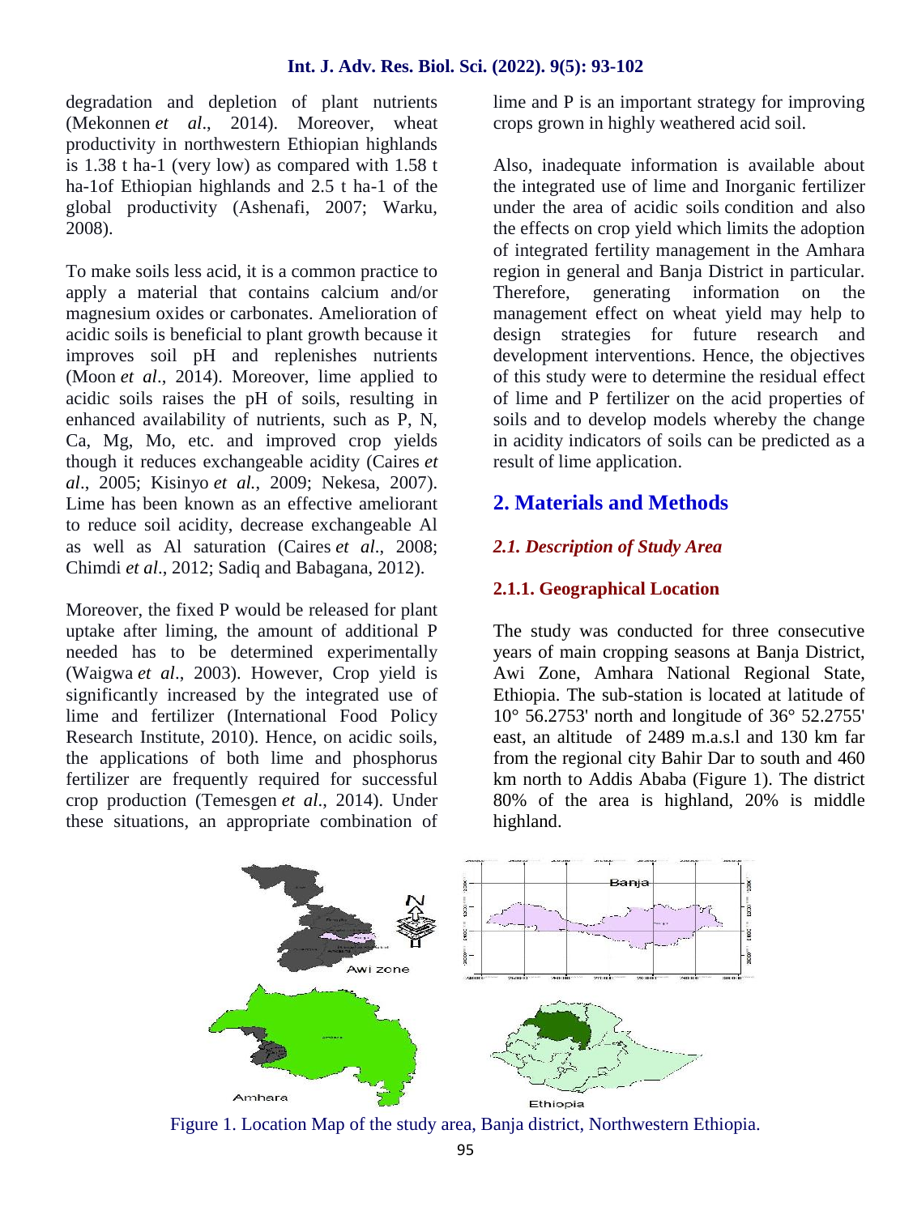degradation and depletion of plant nutrients (Mekonnen *et al*., 2014). Moreover, wheat productivity in northwestern Ethiopian highlands is 1.38 t ha-1 (very low) as compared with 1.58 t ha-1of Ethiopian highlands and 2.5 t ha-1 of the global productivity (Ashenafi, 2007; Warku, 2008).

To make soils less acid, it is a common practice to apply a material that contains calcium and/or magnesium oxides or carbonates. Amelioration of acidic soils is beneficial to plant growth because it improves soil pH and replenishes nutrients (Moon *et al*., 2014). Moreover, lime applied to acidic soils raises the pH of soils, resulting in enhanced availability of nutrients, such as P, N, Ca, Mg, Mo, etc. and improved crop yields though it reduces exchangeable acidity (Caires *et al*., 2005; Kisinyo *et al.*, 2009; Nekesa, 2007). Lime has been known as an effective ameliorant to reduce soil acidity, decrease exchangeable Al as well as Al saturation (Caires *et al*., 2008; Chimdi *et al*., 2012; Sadiq and Babagana, 2012).

Moreover, the fixed P would be released for plant uptake after liming, the amount of additional P needed has to be determined experimentally (Waigwa *et al*., 2003). However, Crop yield is significantly increased by the integrated use of lime and fertilizer (International Food Policy Research Institute, 2010). Hence, on acidic soils, the applications of both lime and phosphorus fertilizer are frequently required for successful crop production (Temesgen *et al*., 2014). Under these situations, an appropriate combination of lime and P is an important strategy for improving crops grown in highly weathered acid soil.

Also, inadequate information is available about the integrated use of lime and Inorganic fertilizer under the area of acidic soils condition and also the effects on crop yield which limits the adoption of integrated fertility management in the Amhara region in general and Banja District in particular. Therefore, generating information on the management effect on wheat yield may help to design strategies for future research and development interventions. Hence, the objectives of this study were to determine the residual effect of lime and P fertilizer on the acid properties of soils and to develop models whereby the change in acidity indicators of soils can be predicted as a result of lime application.

## 2. Materials and Methods

### *2.1. Description of Study Area*

#### 2.1.1. Geographical Location

The study was conducted for three consecutive years of main cropping seasons at Banja District, Awi Zone, Amhara National Regional State, Ethiopia. The sub-station is located at latitude of 10° 56.2753' north and longitude of 36° 52.2755' east, an altitude of 2489 m.a.s.l and 130 km far from the regional city Bahir Dar to south and 460 km north to Addis Ababa (Figure 1). The district 80% of the area is highland, 20% is middle highland.

Figure 1. Location Map of the study area, Banja district, Northwestern Ethiopia.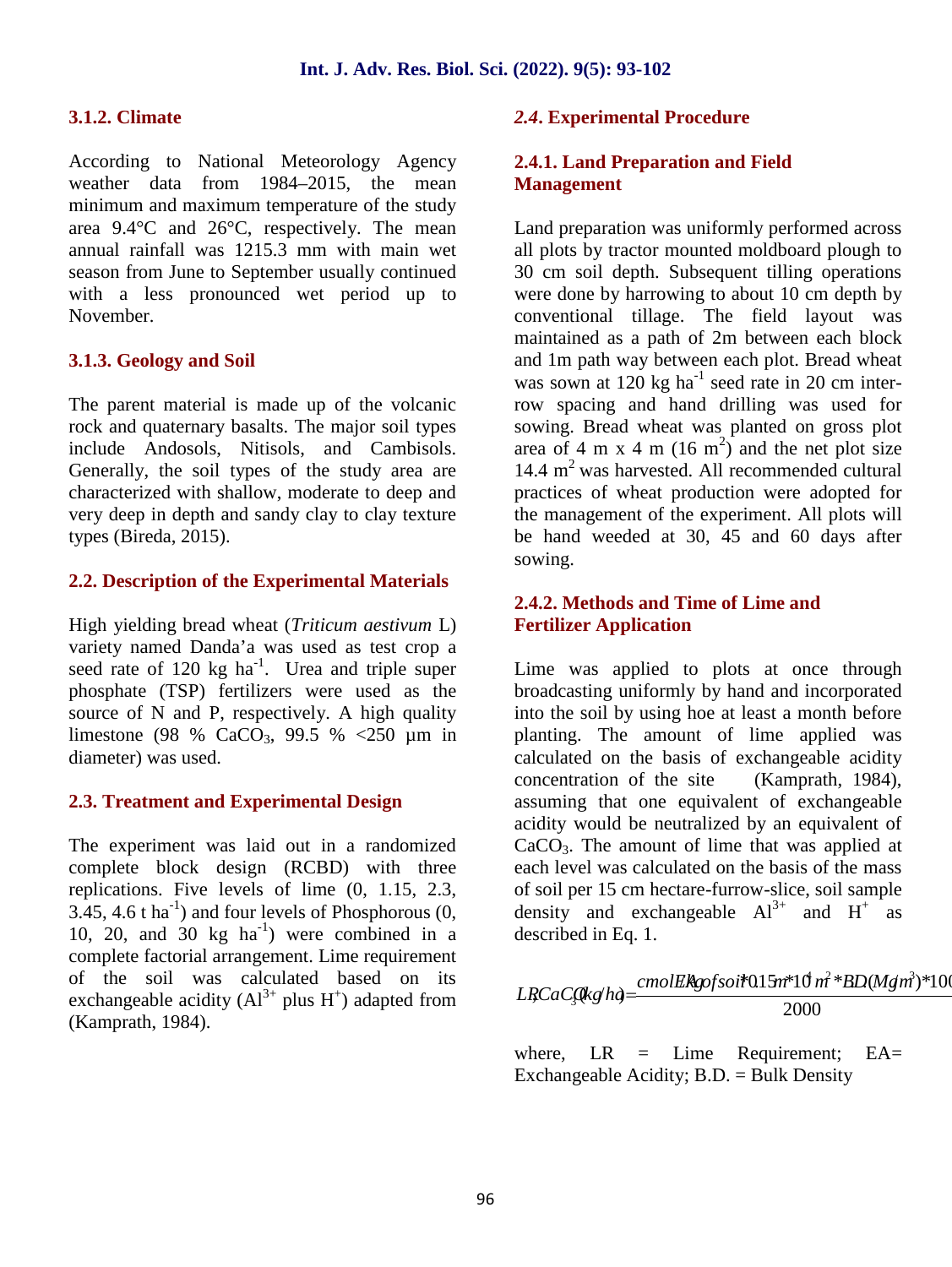### 3.1.2. Climate

According to National Meteorology Agency weather data from 1984–2015, the mean minimum and maximum temperature of the study area 9.4°C and 26°C, respectively. The mean annual rainfall was 1215.3 mm with main wet season from June to September usually continued with a less pronounced wet period up to November.

### 3.1.3. Geology and Soil

The parent material is made up of the volcanic rock and quaternary basalts. The major soil types include Andosols, Nitisols, and Cambisols. Generally, the soil types of the study area are characterized with shallow, moderate to deep and very deep in depth and sandy clay to clay texture types (Bireda, 2015).

### 2.2. Description of the Experimental Materials

High yielding bread wheat (*Triticum aestivum* L) variety named Danda'a was used as test crop a seed rate of 120 kg $ha^{-1}$. Urea and triple super phosphate (TSP) fertilizers were used as the source of N and P, respectively. A high quality limestone (98 % $CaCO_3$, 99.5 % <250 µm in diameter) was used.

### 2.3. Treatment and Experimental Design

The experiment was laid out in a randomized complete block design (RCBD) with three replications. Five levels of lime (0, 1.15, 2.3, 3.45, 4.6 t $ha^{-1}$) and four levels of Phosphorous (0, 10, 20, and 30 kg $ha^{-1}$) were combined in a complete factorial arrangement. Lime requirement of the soil was calculated based on its exchangeable acidity ($Al^{3+}$ plus $H^{+}$) adapted from (Kamprath, 1984).

### *2.4*. Experimental Procedure

#### 2.4.1. Land Preparation and Field Management

Land preparation was uniformly performed across all plots by tractor mounted moldboard plough to 30 cm soil depth. Subsequent tilling operations were done by harrowing to about 10 cm depth by conventional tillage. The field layout was maintained as a path of 2m between each block and 1m path way between each plot. Bread wheat was sown at 120 kg $ha^{-1}$ seed rate in 20 cm inter-row spacing and hand drilling was used for sowing. Bread wheat was planted on gross plot area of 4 m x 4 m (16 $m^2$) and the net plot size 14.4 $m^2$ was harvested. All recommended cultural practices of wheat production were adopted for the management of the experiment. All plots will be hand weeded at 30, 45 and 60 days after sowing.

#### 2.4.2. Methods and Time of Lime and Fertilizer Application

Lime was applied to plots at once through broadcasting uniformly by hand and incorporated into the soil by using hoe at least a month before planting. The amount of lime applied was calculated on the basis of exchangeable acidity concentration of the site (Kamprath, 1984), assuming that one equivalent of exchangeable acidity would be neutralized by an equivalent of $CaCO_3$. The amount of lime that was applied at each level was calculated on the basis of the mass of soil per 15 cm hectare-furrow-slice, soil sample density and exchangeable $Al^{3+}$ and $H^{+}$ as described in Eq. 1.

$$LR, CaCO_3(kg/ha) = \frac{cmol EA/kg of soil * 0.15m * 10^4 m^2 * B.D(Mg/m^3) * 100}{2000}$$

where, LR = Lime Requirement; EA= Exchangeable Acidity; B.D. = Bulk Density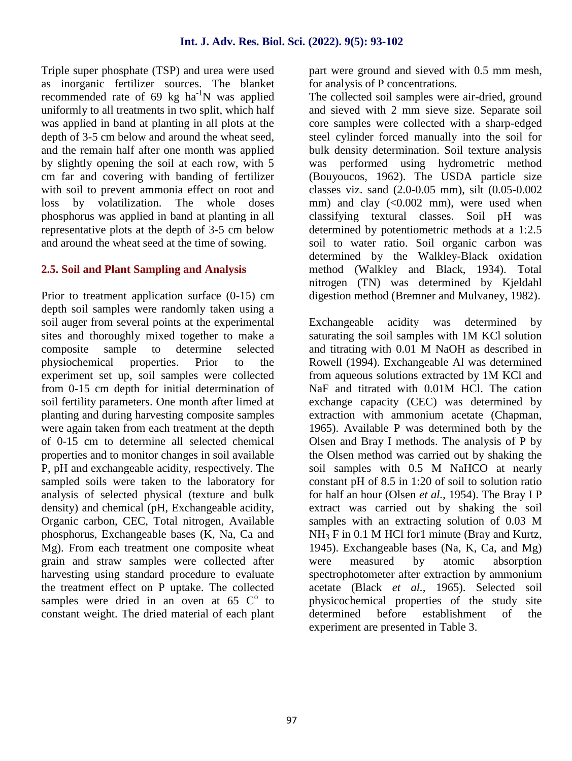Triple super phosphate (TSP) and urea were used as inorganic fertilizer sources. The blanket recommended rate of 69 kg $ha^{-1}$N was applied uniformly to all treatments in two split, which half was applied in band at planting in all plots at the depth of 3-5 cm below and around the wheat seed, and the remain half after one month was applied by slightly opening the soil at each row, with 5 cm far and covering with banding of fertilizer with soil to prevent ammonia effect on root and loss by volatilization. The whole doses phosphorus was applied in band at planting in all representative plots at the depth of 3-5 cm below and around the wheat seed at the time of sowing.

## 2.5. Soil and Plant Sampling and Analysis

Prior to treatment application surface (0-15) cm depth soil samples were randomly taken using a soil auger from several points at the experimental sites and thoroughly mixed together to make a composite sample to determine selected physiochemical properties. Prior to the experiment set up, soil samples were collected from 0-15 cm depth for initial determination of soil fertility parameters. One month after limed at planting and during harvesting composite samples were again taken from each treatment at the depth of 0-15 cm to determine all selected chemical properties and to monitor changes in soil available P, pH and exchangeable acidity, respectively. The sampled soils were taken to the laboratory for analysis of selected physical (texture and bulk density) and chemical (pH, Exchangeable acidity, Organic carbon, CEC, Total nitrogen, Available phosphorus, Exchangeable bases (K, Na, Ca and Mg). From each treatment one composite wheat grain and straw samples were collected after harvesting using standard procedure to evaluate the treatment effect on P uptake. The collected samples were dried in an oven at 65 $C^{o}$ to constant weight. The dried material of each plant part were ground and sieved with 0.5 mm mesh, for analysis of P concentrations.

The collected soil samples were air-dried, ground and sieved with 2 mm sieve size. Separate soil core samples were collected with a sharp-edged steel cylinder forced manually into the soil for bulk density determination. Soil texture analysis was performed using hydrometric method (Bouyoucos, 1962). The USDA particle size classes viz. sand (2.0-0.05 mm), silt (0.05-0.002 mm) and clay (<0.002 mm), were used when classifying textural classes. Soil pH was determined by potentiometric methods at a 1:2.5 soil to water ratio. Soil organic carbon was determined by the Walkley-Black oxidation method (Walkley and Black, 1934). Total nitrogen (TN) was determined by Kjeldahl digestion method (Bremner and Mulvaney, 1982).

Exchangeable acidity was determined by saturating the soil samples with 1M KCl solution and titrating with 0.01 M NaOH as described in Rowell (1994). Exchangeable Al was determined from aqueous solutions extracted by 1M KCl and NaF and titrated with 0.01M HCl. The cation exchange capacity (CEC) was determined by extraction with ammonium acetate (Chapman, 1965). Available P was determined both by the Olsen and Bray I methods. The analysis of P by the Olsen method was carried out by shaking the soil samples with 0.5 M NaHCO at nearly constant pH of 8.5 in 1:20 of soil to solution ratio for half an hour (Olsen *et al.*, 1954). The Bray I P extract was carried out by shaking the soil samples with an extracting solution of 0.03 M $NH_3$ F in 0.1 M HCl for1 minute (Bray and Kurtz, 1945). Exchangeable bases (Na, K, Ca, and Mg) were measured by atomic absorption spectrophotometer after extraction by ammonium acetate (Black *et al.,* 1965). Selected soil physicochemical properties of the study site determined before establishment of the experiment are presented in Table 3.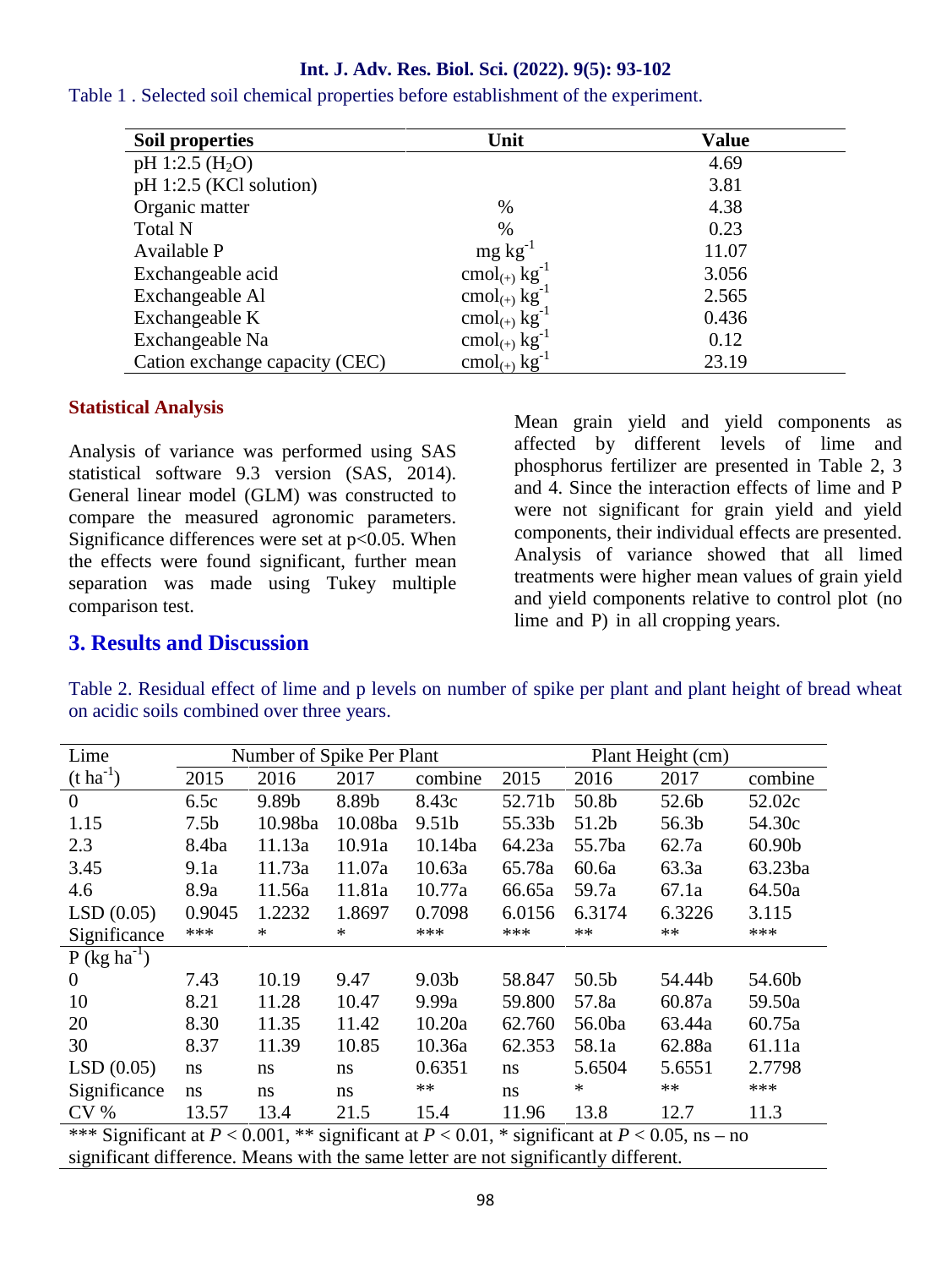Table 1 . Selected soil chemical properties before establishment of the experiment.

| Soil properties | Unit | Value |
|---|---|---|
| pH 1:2.5 ($H_2O$) | | 4.69 |
| pH 1:2.5 (KCl solution) | | 3.81 |
| Organic matter | % | 4.38 |
| Total N | % | 0.23 |
| Available P | mg $kg^{-1}$ | 11.07 |
| Exchangeable acid | $cmol_{(+)}$ $kg^{-1}$ | 3.056 |
| Exchangeable Al | $cmol_{(+)}$ $kg^{-1}$ | 2.565 |
| Exchangeable K | $cmol_{(+)}$ $kg^{-1}$ | 0.436 |
| Exchangeable Na | $cmol_{(+)}$ $kg^{-1}$ | 0.12 |
| Cation exchange capacity (CEC) | $cmol_{(+)}$ $kg^{-1}$ | 23.19 |

### Statistical Analysis

Analysis of variance was performed using SAS statistical software 9.3 version (SAS, 2014). General linear model (GLM) was constructed to compare the measured agronomic parameters. Significance differences were set at p<0.05. When the effects were found significant, further mean separation was made using Tukey multiple comparison test.

## 3. Results and Discussion

Mean grain yield and yield components as affected by different levels of lime and phosphorus fertilizer are presented in Table 2, 3 and 4. Since the interaction effects of lime and P were not significant for grain yield and yield components, their individual effects are presented. Analysis of variance showed that all limed treatments were higher mean values of grain yield and yield components relative to control plot (no lime and P) in all cropping years.

Table 2. Residual effect of lime and p levels on number of spike per plant and plant height of bread wheat on acidic soils combined over three years.

| Lime | Number of Spike Per Plant | | | | Plant Height (cm) | | | |
|---|---|---|---|---|---|---|---|---|
| (t $ha^{-1}$) | 2015 | 2016 | 2017 | combine | 2015 | 2016 | 2017 | combine |
| 0 | 6.5c | 9.89b | 8.89b | 8.43c | 52.71b | 50.8b | 52.6b | 52.02c |
| 1.15 | 7.5b | 10.98ba | 10.08ba | 9.51b | 55.33b | 51.2b | 56.3b | 54.30c |
| 2.3 | 8.4ba | 11.13a | 10.91a | 10.14ba | 64.23a | 55.7ba | 62.7a | 60.90b |
| 3.45 | 9.1a | 11.73a | 11.07a | 10.63a | 65.78a | 60.6a | 63.3a | 63.23ba |
| 4.6 | 8.9a | 11.56a | 11.81a | 10.77a | 66.65a | 59.7a | 67.1a | 64.50a |
| LSD (0.05) | 0.9045 | 1.2232 | 1.8697 | 0.7098 | 6.0156 | 6.3174 | 6.3226 | 3.115 |
| Significance | *** | * | * | *** | *** | ** | ** | *** |
| P (kg $ha^{-1}$) | | | | | | | | |
| 0 | 7.43 | 10.19 | 9.47 | 9.03b | 58.847 | 50.5b | 54.44b | 54.60b |
| 10 | 8.21 | 11.28 | 10.47 | 9.99a | 59.800 | 57.8a | 60.87a | 59.50a |
| 20 | 8.30 | 11.35 | 11.42 | 10.20a | 62.760 | 56.0ba | 63.44a | 60.75a |
| 30 | 8.37 | 11.39 | 10.85 | 10.36a | 62.353 | 58.1a | 62.88a | 61.11a |
| LSD (0.05) | ns | ns | ns | 0.6351 | ns | 5.6504 | 5.6551 | 2.7798 |
| Significance | ns | ns | ns | ** | ns | * | ** | *** |
| CV % | 13.57 | 13.4 | 21.5 | 15.4 | 11.96 | 13.8 | 12.7 | 11.3 |

*** Significant at $P < 0.001$, ** significant at $P < 0.01$, * significant at $P < 0.05$, ns – no significant difference. Means with the same letter are not significantly different.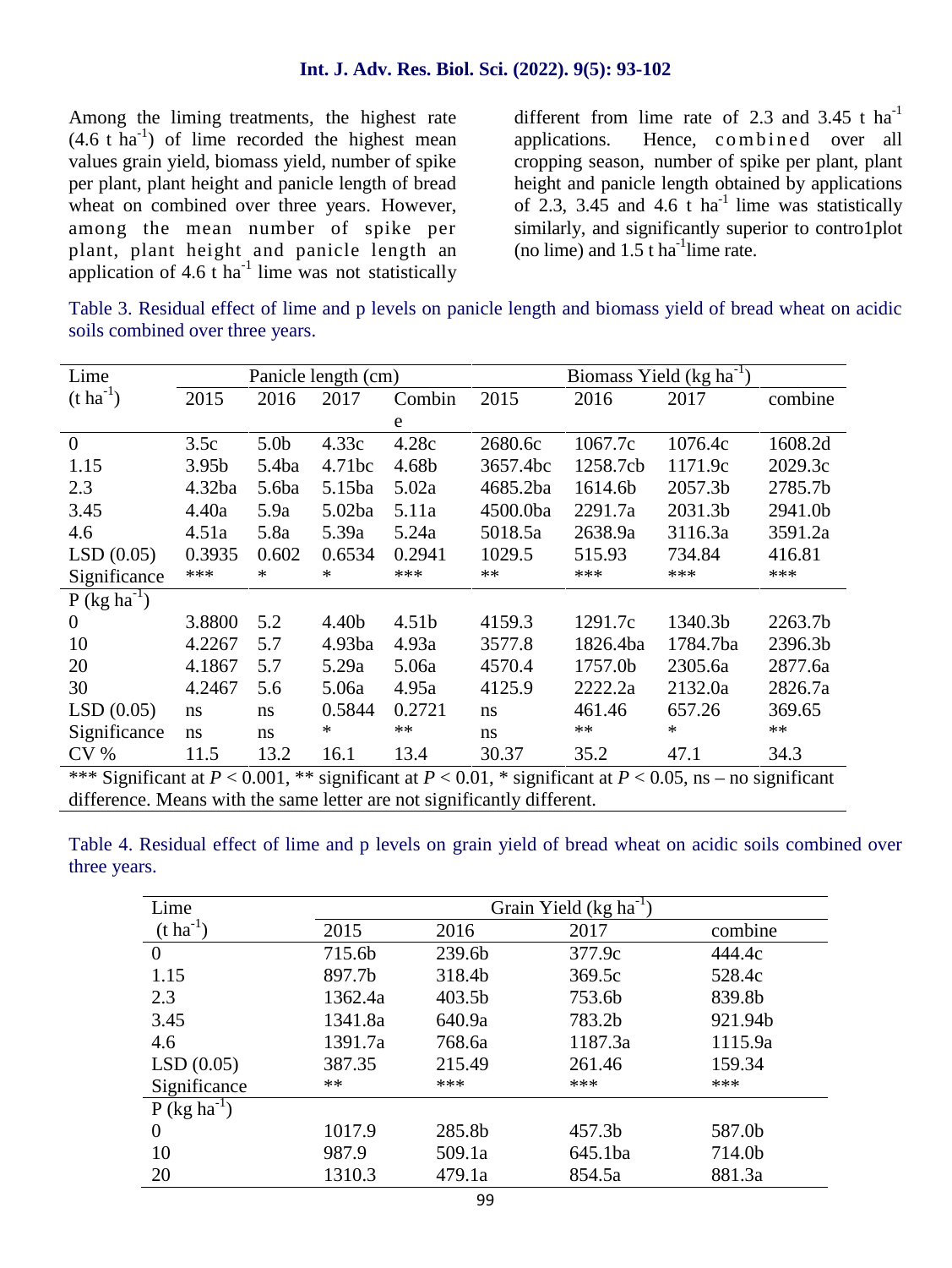Among the liming treatments, the highest rate (4.6 t ha$^{-1}$) of lime recorded the highest mean values grain yield, biomass yield, number of spike per plant, plant height and panicle length of bread wheat on combined over three years. However, among the mean number of spike per plant, plant height and panicle length an application of 4.6 t ha$^{-1}$ lime was not statistically different from lime rate of 2.3 and 3.45 t ha$^{-1}$ applications. Hence, combined over all cropping season, number of spike per plant, plant height and panicle length obtained by applications of 2.3, 3.45 and 4.6 t ha$^{-1}$ lime was statistically similarly, and significantly superior to contro1plot (no lime) and 1.5 t ha$^{-1}$lime rate.

Table 3. Residual effect of lime and p levels on panicle length and biomass yield of bread wheat on acidic soils combined over three years.

| Lime | Panicle length (cm) | | | | Biomass Yield (kg ha$^{-1}$) | | | |
|---|---|---|---|---|---|---|---|---|
| (t ha$^{-1}$) | 2015 | 2016 | 2017 | Combine | 2015 | 2016 | 2017 | combine |
| 0 | 3.5c | 5.0b | 4.33c | 4.28c | 2680.6c | 1067.7c | 1076.4c | 1608.2d |
| 1.15 | 3.95b | 5.4ba | 4.71bc | 4.68b | 3657.4bc | 1258.7cb | 1171.9c | 2029.3c |
| 2.3 | 4.32ba | 5.6ba | 5.15ba | 5.02a | 4685.2ba | 1614.6b | 2057.3b | 2785.7b |
| 3.45 | 4.40a | 5.9a | 5.02ba | 5.11a | 4500.0ba | 2291.7a | 2031.3b | 2941.0b |
| 4.6 | 4.51a | 5.8a | 5.39a | 5.24a | 5018.5a | 2638.9a | 3116.3a | 3591.2a |
| LSD (0.05) | 0.3935 | 0.602 | 0.6534 | 0.2941 | 1029.5 | 515.93 | 734.84 | 416.81 |
| Significance | *** | * | * | *** | ** | *** | *** | *** |
| P (kg ha$^{-1}$) | | | | | | | | |
| 0 | 3.8800 | 5.2 | 4.40b | 4.51b | 4159.3 | 1291.7c | 1340.3b | 2263.7b |
| 10 | 4.2267 | 5.7 | 4.93ba | 4.93a | 3577.8 | 1826.4ba | 1784.7ba | 2396.3b |
| 20 | 4.1867 | 5.7 | 5.29a | 5.06a | 4570.4 | 1757.0b | 2305.6a | 2877.6a |
| 30 | 4.2467 | 5.6 | 5.06a | 4.95a | 4125.9 | 2222.2a | 2132.0a | 2826.7a |
| LSD (0.05) | ns | ns | 0.5844 | 0.2721 | ns | 461.46 | 657.26 | 369.65 |
| Significance | ns | ns | * | ** | ns | ** | * | ** |
| CV % | 11.5 | 13.2 | 16.1 | 13.4 | 30.37 | 35.2 | 47.1 | 34.3 |

*** Significant at $P < 0.001$, ** significant at $P < 0.01$, * significant at $P < 0.05$, ns – no significant difference. Means with the same letter are not significantly different.

Table 4. Residual effect of lime and p levels on grain yield of bread wheat on acidic soils combined over three years.

| Lime | Grain Yield (kg ha$^{-1}$) | | | |
|---|---|---|---|---|
| (t ha$^{-1}$) | 2015 | 2016 | 2017 | combine |
| 0 | 715.6b | 239.6b | 377.9c | 444.4c |
| 1.15 | 897.7b | 318.4b | 369.5c | 528.4c |
| 2.3 | 1362.4a | 403.5b | 753.6b | 839.8b |
| 3.45 | 1341.8a | 640.9a | 783.2b | 921.94b |
| 4.6 | 1391.7a | 768.6a | 1187.3a | 1115.9a |
| LSD (0.05) | 387.35 | 215.49 | 261.46 | 159.34 |
| Significance | ** | *** | *** | *** |
| P (kg ha$^{-1}$) | | | | |
| 0 | 1017.9 | 285.8b | 457.3b | 587.0b |
| 10 | 987.9 | 509.1a | 645.1ba | 714.0b |
| 20 | 1310.3 | 479.1a | 854.5a | 881.3a |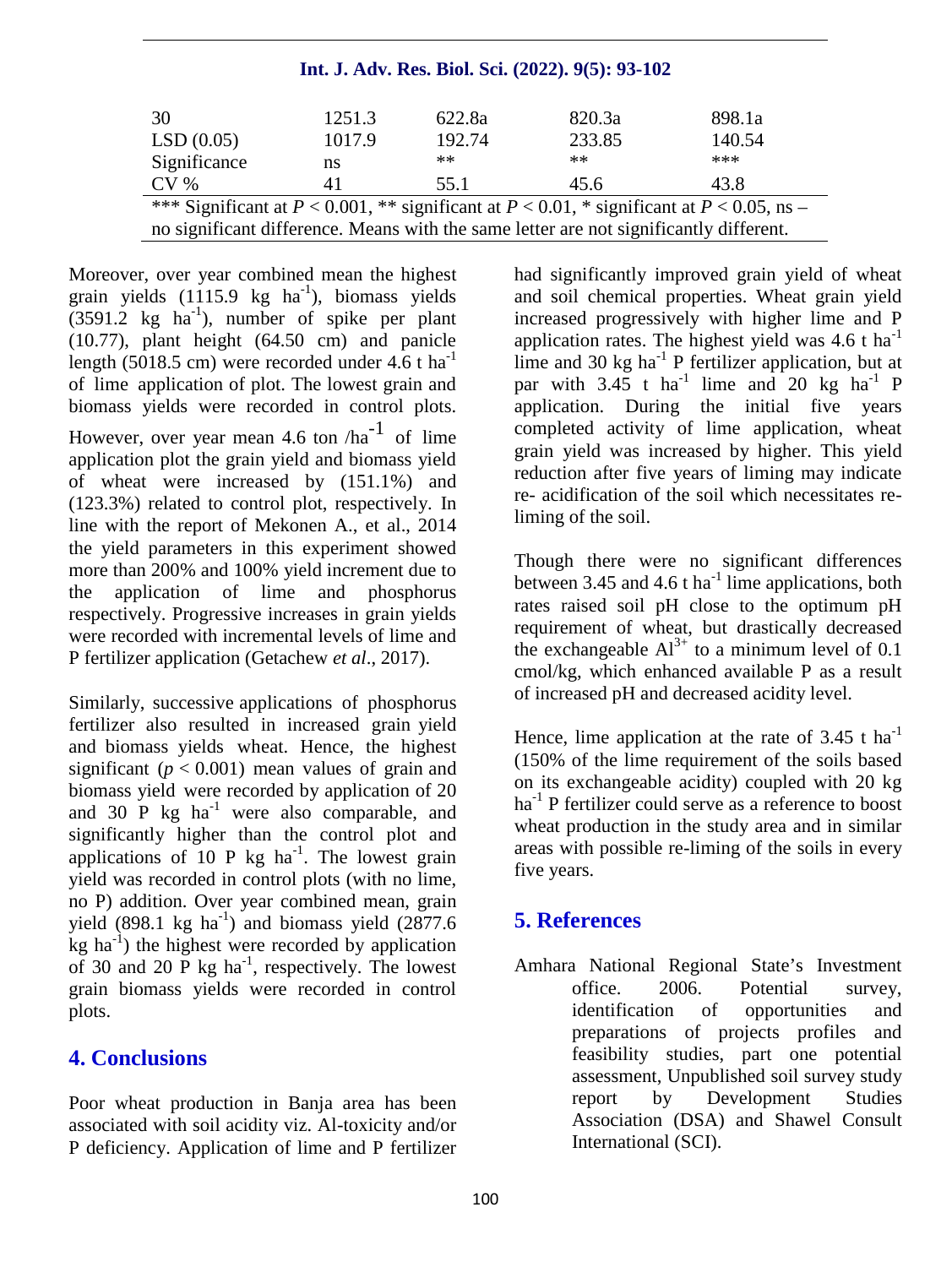| 30 | 1251.3 | 622.8a | 820.3a | 898.1a |
|---|---|---|---|---|
| LSD (0.05) | 1017.9 | 192.74 | 233.85 | 140.54 |
| Significance | ns | ** | ** | *** |
| CV % | 41 | 55.1 | 45.6 | 43.8 |

*** Significant at $P < 0.001$, ** significant at $P < 0.01$, * significant at $P < 0.05$, ns – no significant difference. Means with the same letter are not significantly different.

Moreover, over year combined mean the highest grain yields (1115.9 kg $ha^{-1}$), biomass yields (3591.2 kg $ha^{-1}$), number of spike per plant (10.77), plant height (64.50 cm) and panicle length (5018.5 cm) were recorded under 4.6 t $ha^{-1}$ of lime application of plot. The lowest grain and biomass yields were recorded in control plots. However, over year mean 4.6 ton /$ha^{-1}$ of lime application plot the grain yield and biomass yield of wheat were increased by (151.1%) and (123.3%) related to control plot, respectively. In line with the report of Mekonen A., et al., 2014 the yield parameters in this experiment showed more than 200% and 100% yield increment due to the application of lime and phosphorus respectively. Progressive increases in grain yields were recorded with incremental levels of lime and P fertilizer application (Getachew *et al*., 2017).

Similarly, successive applications of phosphorus fertilizer also resulted in increased grain yield and biomass yields wheat. Hence, the highest significant ($p < 0.001$) mean values of grain and biomass yield were recorded by application of 20 and 30 P kg $ha^{-1}$ were also comparable, and significantly higher than the control plot and applications of 10 P kg $ha^{-1}$. The lowest grain yield was recorded in control plots (with no lime, no P) addition. Over year combined mean, grain yield (898.1 kg $ha^{-1}$) and biomass yield (2877.6 kg $ha^{-1}$) the highest were recorded by application of 30 and 20 P kg $ha^{-1}$, respectively. The lowest grain biomass yields were recorded in control plots.

## 4. Conclusions

Poor wheat production in Banja area has been associated with soil acidity viz. Al-toxicity and/or P deficiency. Application of lime and P fertilizer had significantly improved grain yield of wheat and soil chemical properties. Wheat grain yield increased progressively with higher lime and P application rates. The highest yield was 4.6 t $ha^{-1}$ lime and 30 kg $ha^{-1}$ P fertilizer application, but at par with 3.45 t $ha^{-1}$ lime and 20 kg $ha^{-1}$ P application. During the initial five years completed activity of lime application, wheat grain yield was increased by higher. This yield reduction after five years of liming may indicate re- acidification of the soil which necessitates re-liming of the soil.

Though there were no significant differences between 3.45 and 4.6 t $ha^{-1}$ lime applications, both rates raised soil pH close to the optimum pH requirement of wheat, but drastically decreased the exchangeable $Al^{3+}$ to a minimum level of 0.1 cmol/kg, which enhanced available P as a result of increased pH and decreased acidity level.

Hence, lime application at the rate of 3.45 t $ha^{-1}$ (150% of the lime requirement of the soils based on its exchangeable acidity) coupled with 20 kg $ha^{-1}$ P fertilizer could serve as a reference to boost wheat production in the study area and in similar areas with possible re-liming of the soils in every five years.

## 5. References

Amhara National Regional State's Investment office. 2006. Potential survey, identification of opportunities and preparations of projects profiles and feasibility studies, part one potential assessment, Unpublished soil survey study report by Development Studies Association (DSA) and Shawel Consult International (SCI).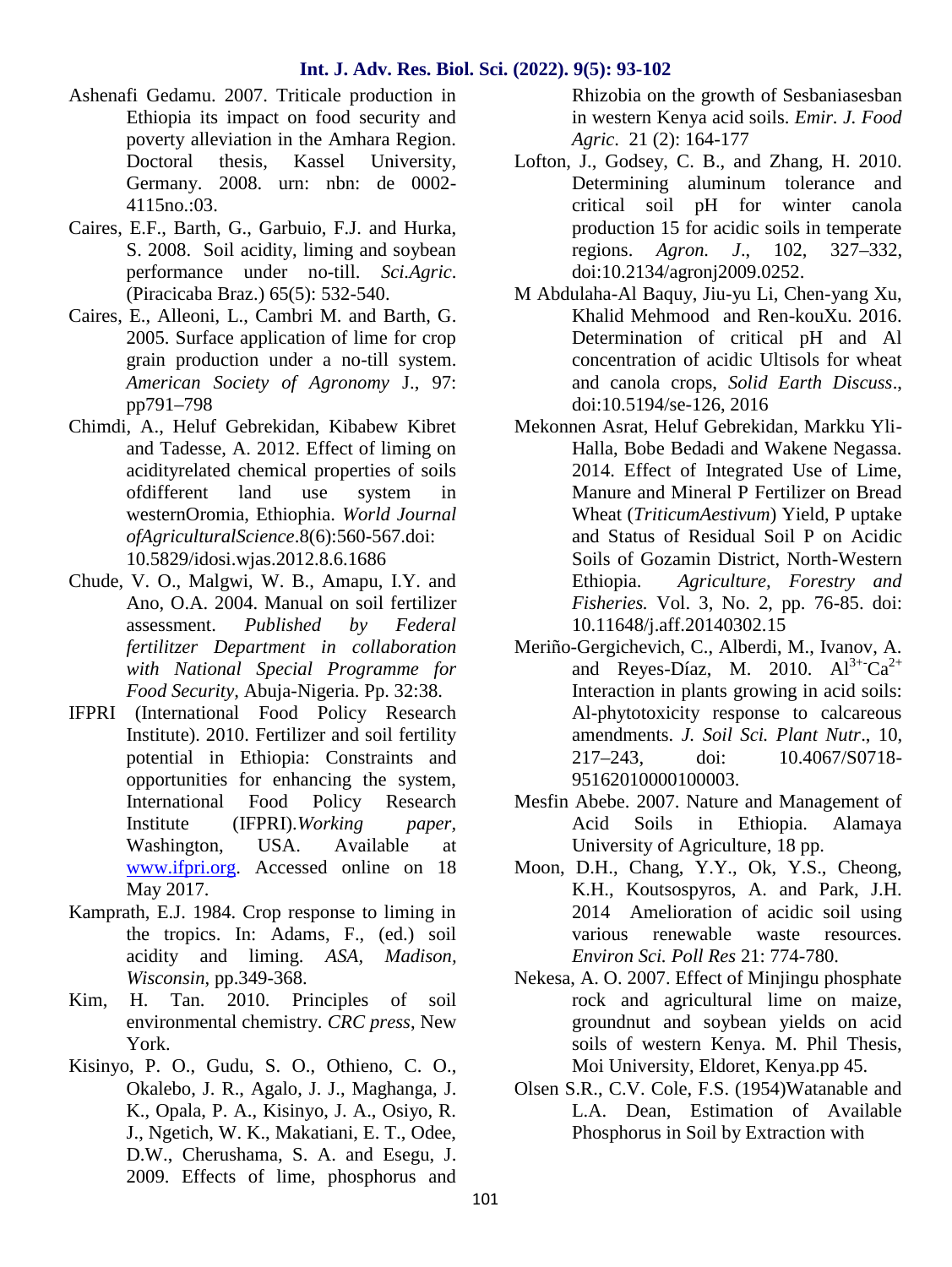Ashenafi Gedamu. 2007. Triticale production in Ethiopia its impact on food security and poverty alleviation in the Amhara Region. Doctoral thesis, Kassel University, Germany. 2008. urn: nbn: de 0002-4115no.:03.

Caires, E.F., Barth, G., Garbuio, F.J. and Hurka, S. 2008. Soil acidity, liming and soybean performance under no-till. *Sci.Agric*. (Piracicaba Braz.) 65(5): 532-540.

Caires, E., Alleoni, L., Cambri M. and Barth, G. 2005. Surface application of lime for crop grain production under a no-till system. *American Society of Agronomy* J., 97: pp791–798

Chimdi, A., Heluf Gebrekidan, Kibabew Kibret and Tadesse, A. 2012. Effect of liming on acidityrelated chemical properties of soils ofdifferent land use system in westernOromia, Ethiophia. *World Journal ofAgriculturalScience*.8(6):560-567.doi: 10.5829/idosi.wjas.2012.8.6.1686

Chude, V. O., Malgwi, W. B., Amapu, I.Y. and Ano, O.A. 2004. Manual on soil fertilizer assessment. *Published by Federal fertilitzer Department in collaboration with National Special Programme for Food Security*, Abuja-Nigeria. Pp. 32:38.

IFPRI (International Food Policy Research Institute). 2010. Fertilizer and soil fertility potential in Ethiopia: Constraints and opportunities for enhancing the system, International Food Policy Research Institute (IFPRI).*Working paper*, Washington, USA. Available at www.ifpri.org. Accessed online on 18 May 2017.

Kamprath, E.J. 1984. Crop response to liming in the tropics. In: Adams, F., (ed.) soil acidity and liming. *ASA, Madison, Wisconsin*, pp.349-368.

Kim, H. Tan. 2010. Principles of soil environmental chemistry. *CRC press*, New York.

Kisinyo, P. O., Gudu, S. O., Othieno, C. O., Okalebo, J. R., Agalo, J. J., Maghanga, J. K., Opala, P. A., Kisinyo, J. A., Osiyo, R. J., Ngetich, W. K., Makatiani, E. T., Odee, D.W., Cherushama, S. A. and Esegu, J. 2009. Effects of lime, phosphorus and Rhizobia on the growth of Sesbaniasesban in western Kenya acid soils. *Emir. J. Food Agric*. 21 (2): 164-177

Lofton, J., Godsey, C. B., and Zhang, H. 2010. Determining aluminum tolerance and critical soil pH for winter canola production 15 for acidic soils in temperate regions. *Agron. J*., 102, 327–332, doi:10.2134/agronj2009.0252.

M Abdulaha-Al Baquy, Jiu-yu Li, Chen-yang Xu, Khalid Mehmood and Ren-kouXu. 2016. Determination of critical pH and Al concentration of acidic Ultisols for wheat and canola crops, *Solid Earth Discuss*., doi:10.5194/se-126, 2016

Mekonnen Asrat, Heluf Gebrekidan, Markku Yli-Halla, Bobe Bedadi and Wakene Negassa. 2014. Effect of Integrated Use of Lime, Manure and Mineral P Fertilizer on Bread Wheat (*TriticumAestivum*) Yield, P uptake and Status of Residual Soil P on Acidic Soils of Gozamin District, North-Western Ethiopia. *Agriculture, Forestry and Fisheries.* Vol. 3, No. 2, pp. 76-85. doi: 10.11648/j.aff.20140302.15

Meriño-Gergichevich, C., Alberdi, M., Ivanov, A. and Reyes-Díaz, M. 2010. $Al^{3+}$-$Ca^{2+}$ Interaction in plants growing in acid soils: Al-phytotoxicity response to calcareous amendments. *J. Soil Sci. Plant Nutr*., 10, 217–243, doi: 10.4067/S0718-95162010000100003.

Mesfin Abebe. 2007. Nature and Management of Acid Soils in Ethiopia. Alamaya University of Agriculture, 18 pp.

Moon, D.H., Chang, Y.Y., Ok, Y.S., Cheong, K.H., Koutsospyros, A. and Park, J.H. 2014 Amelioration of acidic soil using various renewable waste resources. *Environ Sci. Poll Res* 21: 774-780.

Nekesa, A. O. 2007. Effect of Minjingu phosphate rock and agricultural lime on maize, groundnut and soybean yields on acid soils of western Kenya. M. Phil Thesis, Moi University, Eldoret, Kenya.pp 45.

Olsen S.R., C.V. Cole, F.S. (1954)Watanable and L.A. Dean, Estimation of Available Phosphorus in Soil by Extraction with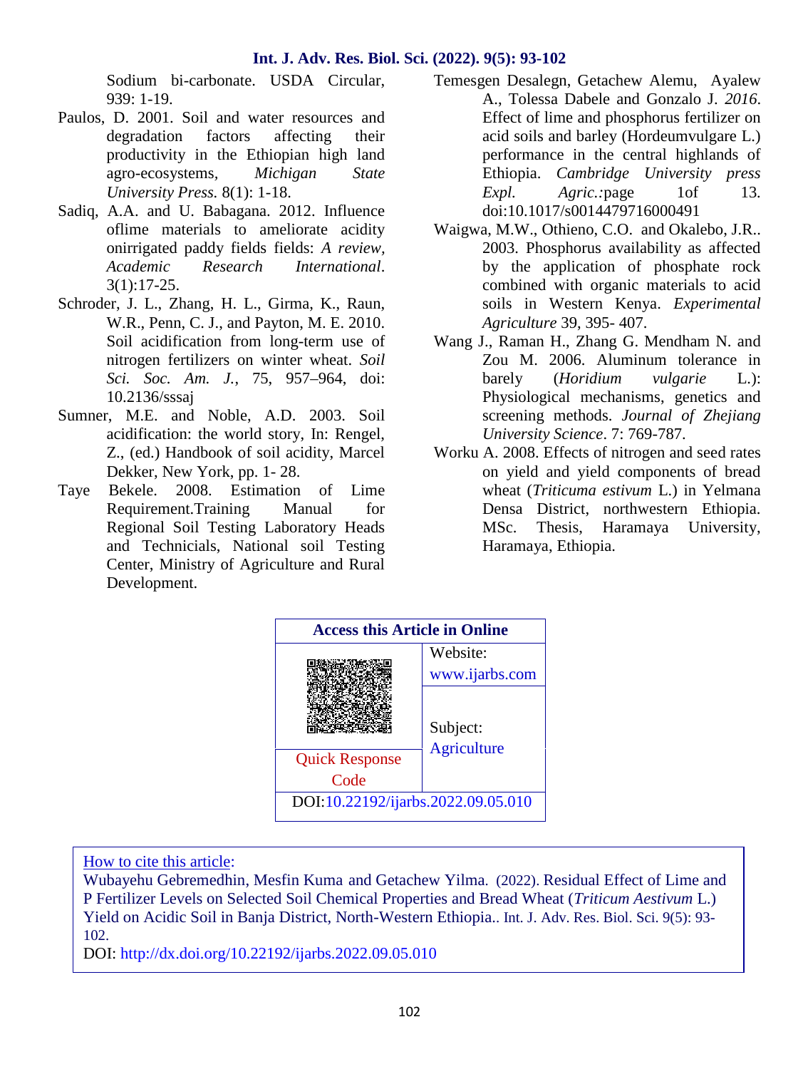Sodium bi-carbonate. USDA Circular, 939: 1-19.

Paulos, D. 2001. Soil and water resources and degradation factors affecting their productivity in the Ethiopian high land agro-ecosystems, *Michigan State University Press.* 8(1): 1-18.

Sadiq, A.A. and U. Babagana. 2012. Influence oflime materials to ameliorate acidity onirrigated paddy fields fields: *A review, Academic Research International*. 3(1):17-25.

Schroder, J. L., Zhang, H. L., Girma, K., Raun, W.R., Penn, C. J., and Payton, M. E. 2010. Soil acidification from long-term use of nitrogen fertilizers on winter wheat. *Soil Sci. Soc. Am. J.*, 75, 957–964, doi: 10.2136/sssaj

Sumner, M.E. and Noble, A.D. 2003. Soil acidification: the world story, In: Rengel, Z., (ed.) Handbook of soil acidity, Marcel Dekker, New York, pp. 1- 28.

Taye Bekele. 2008. Estimation of Lime Requirement.Training Manual for Regional Soil Testing Laboratory Heads and Technicials, National soil Testing Center, Ministry of Agriculture and Rural Development.

Temesgen Desalegn, Getachew Alemu, Ayalew A., Tolessa Dabele and Gonzalo J. *2016*. Effect of lime and phosphorus fertilizer on acid soils and barley (Hordeumvulgare L.) performance in the central highlands of Ethiopia. *Cambridge University press Expl. Agric.*:page 1of 13. doi:10.1017/s0014479716000491

Waigwa, M.W., Othieno, C.O. and Okalebo, J.R.. 2003. Phosphorus availability as affected by the application of phosphate rock combined with organic materials to acid soils in Western Kenya. *Experimental Agriculture* 39, 395- 407.

Wang J., Raman H., Zhang G. Mendham N. and Zou M. 2006. Aluminum tolerance in barely (*Horidium vulgarie* L.): Physiological mechanisms, genetics and screening methods. *Journal of Zhejiang University Science*. 7: 769-787.

Worku A. 2008. Effects of nitrogen and seed rates on yield and yield components of bread wheat (*Triticuma estivum* L.) in Yelmana Densa District, northwestern Ethiopia. MSc. Thesis, Haramaya University, Haramaya, Ethiopia.

| Access this Article in Online | |
|---|---|
| | Website: www.ijarbs.com |
| Quick Response Code | Subject: Agriculture |
| DOI:10.22192/ijarbs.2022.09.05.010 | |

How to cite this article:
Wubayehu Gebremedhin, Mesfin Kuma and Getachew Yilma. (2022). Residual Effect of Lime and P Fertilizer Levels on Selected Soil Chemical Properties and Bread Wheat (*Triticum Aestivum* L.) Yield on Acidic Soil in Banja District, North-Western Ethiopia.. Int. J. Adv. Res. Biol. Sci. 9(5): 93-102.
DOI: http://dx.doi.org/10.22192/ijarbs.2022.09.05.010